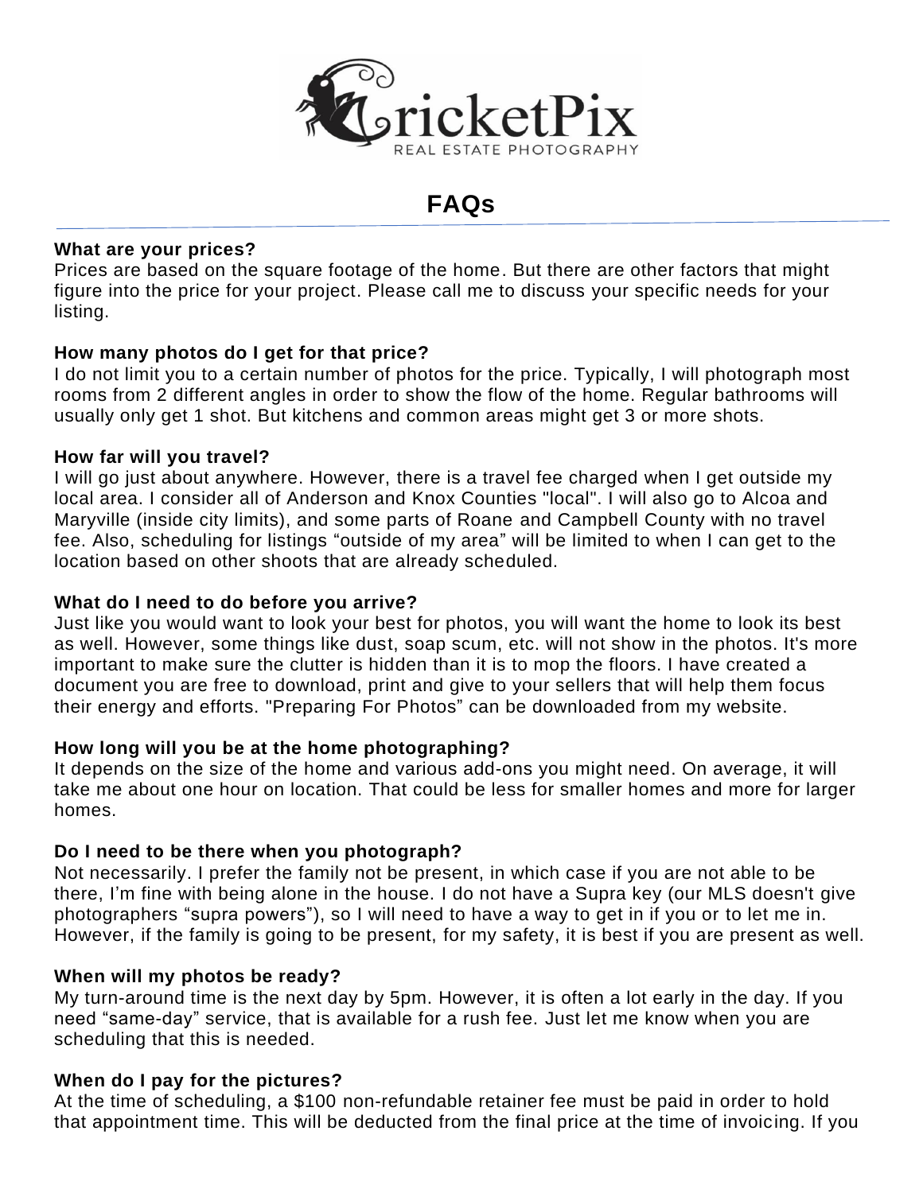# CricketPix

REAL ESTATE PHOTOGRAPHY

## FAQs

**What are your prices?**
Prices are based on the square footage of the home. But there are other factors that might figure into the price for your project. Please call me to discuss your specific needs for your listing.

**How many photos do I get for that price?**
I do not limit you to a certain number of photos for the price. Typically, I will photograph most rooms from 2 different angles in order to show the flow of the home. Regular bathrooms will usually only get 1 shot. But kitchens and common areas might get 3 or more shots.

**How far will you travel?**
I will go just about anywhere. However, there is a travel fee charged when I get outside my local area. I consider all of Anderson and Knox Counties "local". I will also go to Alcoa and Maryville (inside city limits), and some parts of Roane and Campbell County with no travel fee. Also, scheduling for listings "outside of my area" will be limited to when I can get to the location based on other shoots that are already scheduled.

**What do I need to do before you arrive?**
Just like you would want to look your best for photos, you will want the home to look its best as well. However, some things like dust, soap scum, etc. will not show in the photos. It's more important to make sure the clutter is hidden than it is to mop the floors. I have created a document you are free to download, print and give to your sellers that will help them focus their energy and efforts. "Preparing For Photos" can be downloaded from my website.

**How long will you be at the home photographing?**
It depends on the size of the home and various add-ons you might need. On average, it will take me about one hour on location. That could be less for smaller homes and more for larger homes.

**Do I need to be there when you photograph?**
Not necessarily. I prefer the family not be present, in which case if you are not able to be there, I'm fine with being alone in the house. I do not have a Supra key (our MLS doesn't give photographers "supra powers"), so I will need to have a way to get in if you or to let me in. However, if the family is going to be present, for my safety, it is best if you are present as well.

**When will my photos be ready?**
My turn-around time is the next day by 5pm. However, it is often a lot early in the day. If you need "same-day" service, that is available for a rush fee. Just let me know when you are scheduling that this is needed.

**When do I pay for the pictures?**
At the time of scheduling, a $100 non-refundable retainer fee must be paid in order to hold that appointment time. This will be deducted from the final price at the time of invoicing. If you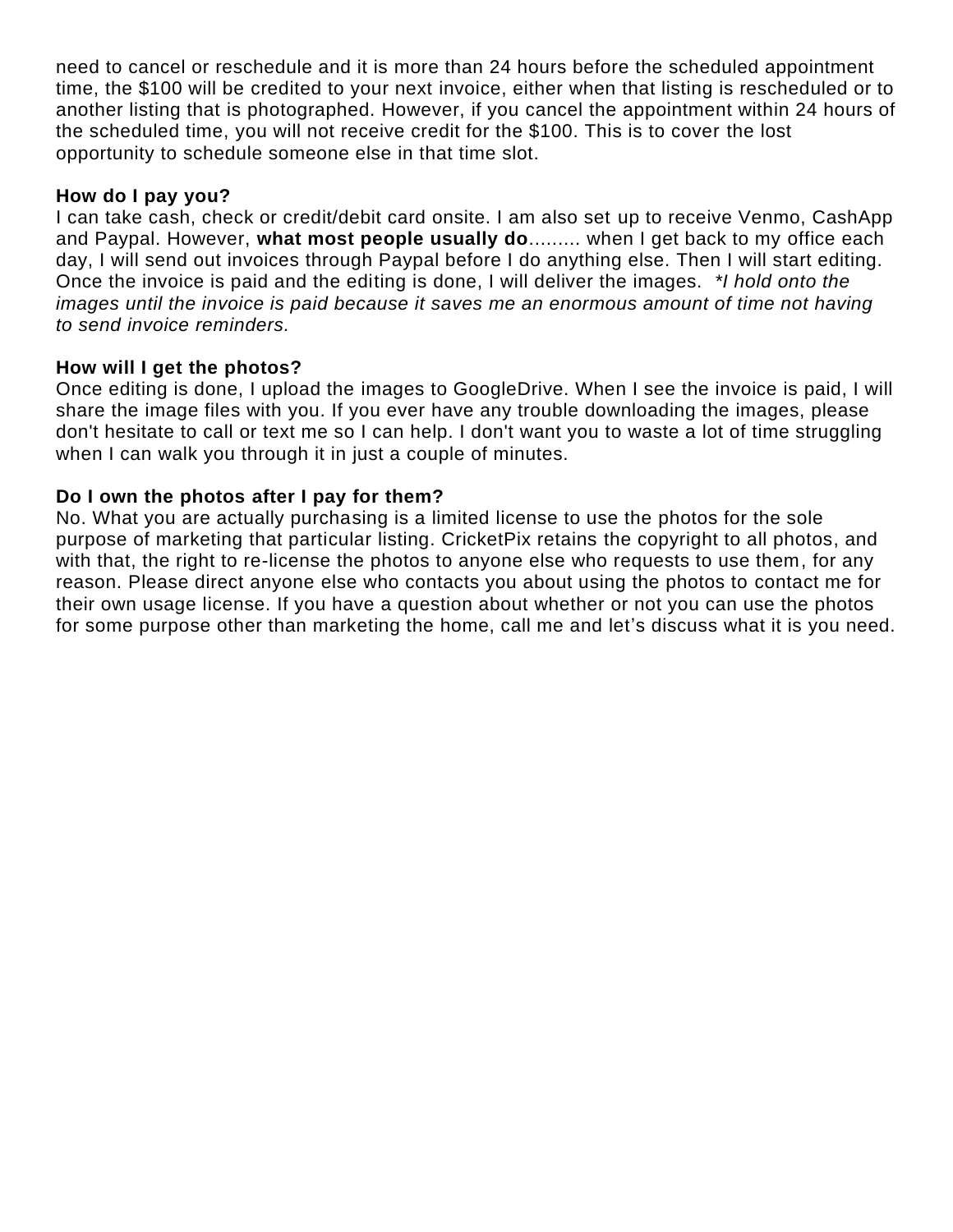need to cancel or reschedule and it is more than 24 hours before the scheduled appointment time, the $100 will be credited to your next invoice, either when that listing is rescheduled or to another listing that is photographed. However, if you cancel the appointment within 24 hours of the scheduled time, you will not receive credit for the $100. This is to cover the lost opportunity to schedule someone else in that time slot.

**How do I pay you?**
I can take cash, check or credit/debit card onsite. I am also set up to receive Venmo, CashApp and Paypal. However, **what most people usually do**......... when I get back to my office each day, I will send out invoices through Paypal before I do anything else. Then I will start editing. Once the invoice is paid and the editing is done, I will deliver the images. *\*I hold onto the images until the invoice is paid because it saves me an enormous amount of time not having to send invoice reminders.*

**How will I get the photos?**
Once editing is done, I upload the images to GoogleDrive. When I see the invoice is paid, I will share the image files with you. If you ever have any trouble downloading the images, please don't hesitate to call or text me so I can help. I don't want you to waste a lot of time struggling when I can walk you through it in just a couple of minutes.

**Do I own the photos after I pay for them?**
No. What you are actually purchasing is a limited license to use the photos for the sole purpose of marketing that particular listing. CricketPix retains the copyright to all photos, and with that, the right to re-license the photos to anyone else who requests to use them, for any reason. Please direct anyone else who contacts you about using the photos to contact me for their own usage license. If you have a question about whether or not you can use the photos for some purpose other than marketing the home, call me and let's discuss what it is you need.